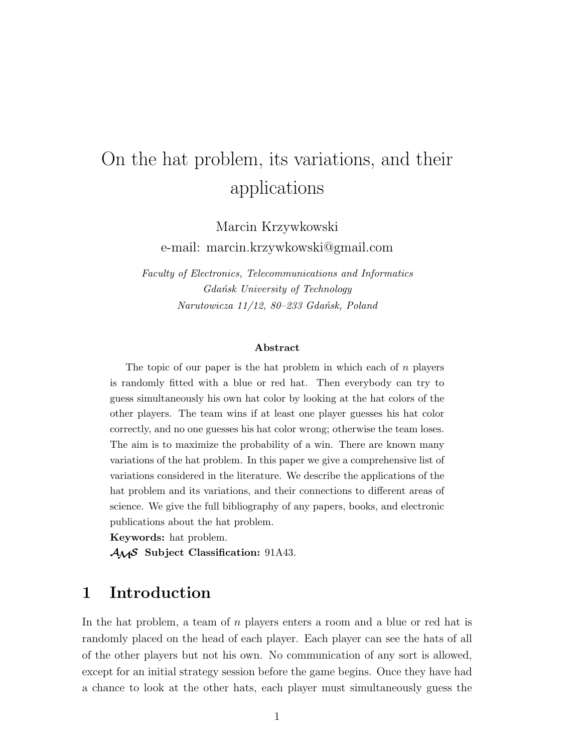# On the hat problem, its variations, and their applications

Marcin Krzywkowski

e-mail: marcin.krzywkowski@gmail.com

*Faculty of Electronics, Telecommunications and Informatics*
*Gdańsk University of Technology*
*Narutowicza 11/12, 80–233 Gdańsk, Poland*

**Abstract**

The topic of our paper is the hat problem in which each of $n$ players is randomly fitted with a blue or red hat. Then everybody can try to guess simultaneously his own hat color by looking at the hat colors of the other players. The team wins if at least one player guesses his hat color correctly, and no one guesses his hat color wrong; otherwise the team loses. The aim is to maximize the probability of a win. There are known many variations of the hat problem. In this paper we give a comprehensive list of variations considered in the literature. We describe the applications of the hat problem and its variations, and their connections to different areas of science. We give the full bibliography of any papers, books, and electronic publications about the hat problem.

**Keywords:** hat problem.

**AMS Subject Classification:** 91A43.

## 1 Introduction

In the hat problem, a team of $n$ players enters a room and a blue or red hat is randomly placed on the head of each player. Each player can see the hats of all of the other players but not his own. No communication of any sort is allowed, except for an initial strategy session before the game begins. Once they have had a chance to look at the other hats, each player must simultaneously guess the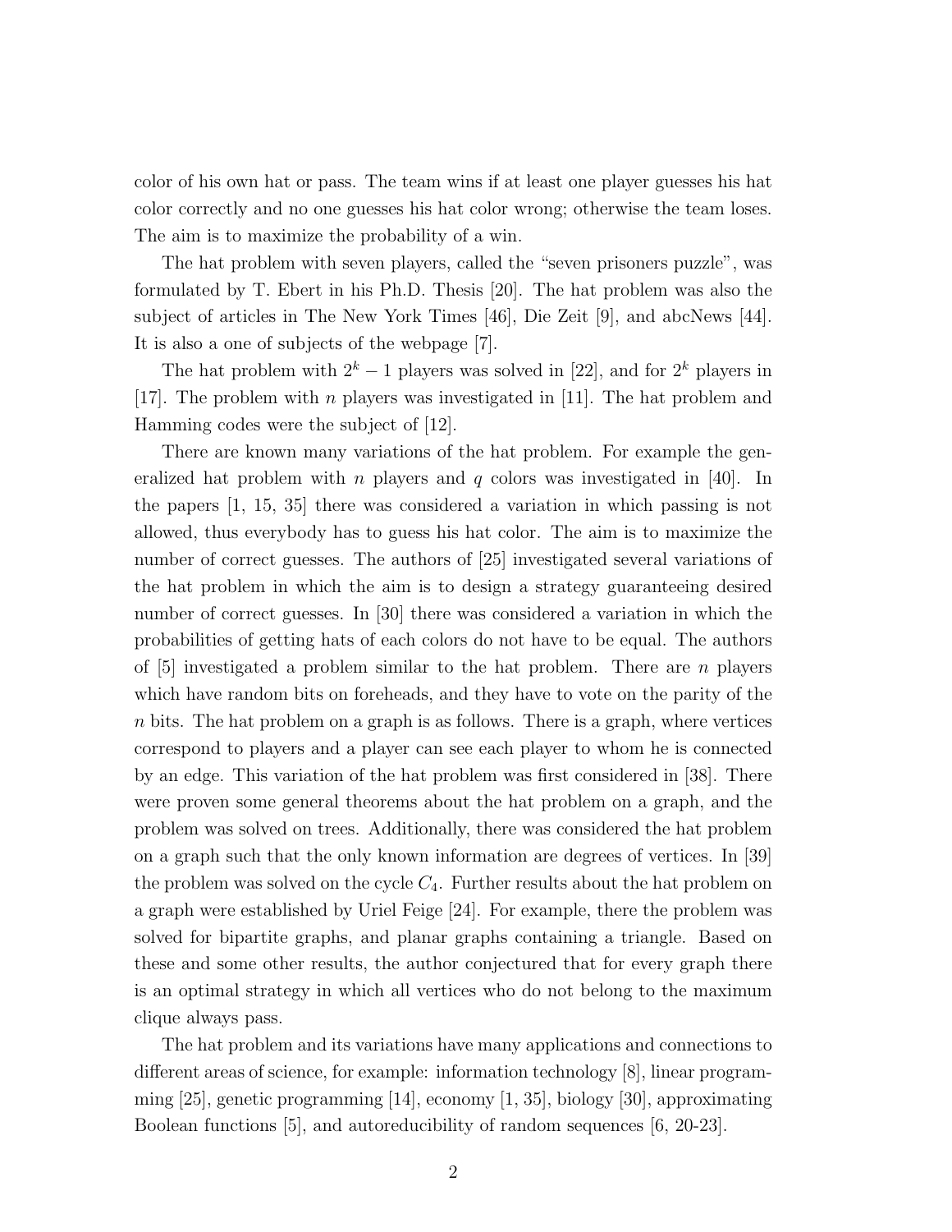color of his own hat or pass. The team wins if at least one player guesses his hat color correctly and no one guesses his hat color wrong; otherwise the team loses. The aim is to maximize the probability of a win.

The hat problem with seven players, called the "seven prisoners puzzle", was formulated by T. Ebert in his Ph.D. Thesis [20]. The hat problem was also the subject of articles in The New York Times [46], Die Zeit [9], and abcNews [44]. It is also a one of subjects of the webpage [7].

The hat problem with $2^k - 1$ players was solved in [22], and for $2^k$ players in [17]. The problem with $n$ players was investigated in [11]. The hat problem and Hamming codes were the subject of [12].

There are known many variations of the hat problem. For example the generalized hat problem with $n$ players and $q$ colors was investigated in [40]. In the papers [1, 15, 35] there was considered a variation in which passing is not allowed, thus everybody has to guess his hat color. The aim is to maximize the number of correct guesses. The authors of [25] investigated several variations of the hat problem in which the aim is to design a strategy guaranteeing desired number of correct guesses. In [30] there was considered a variation in which the probabilities of getting hats of each colors do not have to be equal. The authors of [5] investigated a problem similar to the hat problem. There are $n$ players which have random bits on foreheads, and they have to vote on the parity of the $n$ bits. The hat problem on a graph is as follows. There is a graph, where vertices correspond to players and a player can see each player to whom he is connected by an edge. This variation of the hat problem was first considered in [38]. There were proven some general theorems about the hat problem on a graph, and the problem was solved on trees. Additionally, there was considered the hat problem on a graph such that the only known information are degrees of vertices. In [39] the problem was solved on the cycle $C_4$. Further results about the hat problem on a graph were established by Uriel Feige [24]. For example, there the problem was solved for bipartite graphs, and planar graphs containing a triangle. Based on these and some other results, the author conjectured that for every graph there is an optimal strategy in which all vertices who do not belong to the maximum clique always pass.

The hat problem and its variations have many applications and connections to different areas of science, for example: information technology [8], linear programming [25], genetic programming [14], economy [1, 35], biology [30], approximating Boolean functions [5], and autoreducibility of random sequences [6, 20-23].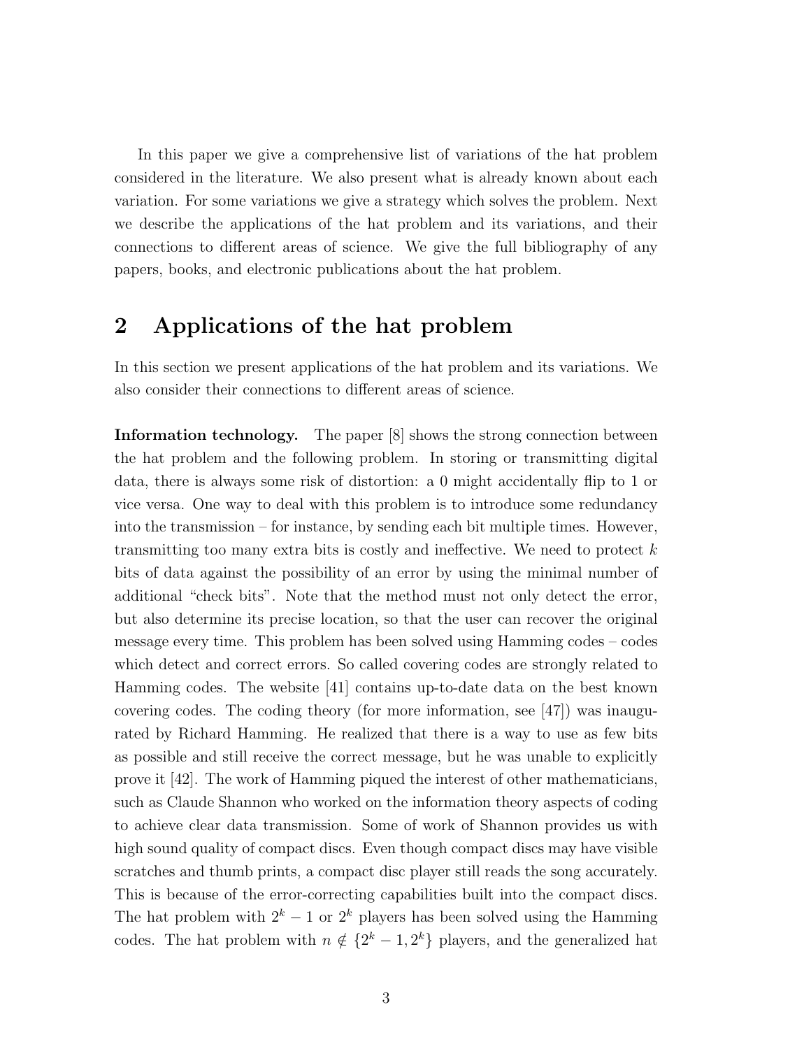In this paper we give a comprehensive list of variations of the hat problem considered in the literature. We also present what is already known about each variation. For some variations we give a strategy which solves the problem. Next we describe the applications of the hat problem and its variations, and their connections to different areas of science. We give the full bibliography of any papers, books, and electronic publications about the hat problem.

## 2 Applications of the hat problem

In this section we present applications of the hat problem and its variations. We also consider their connections to different areas of science.

**Information technology.** The paper [8] shows the strong connection between the hat problem and the following problem. In storing or transmitting digital data, there is always some risk of distortion: a 0 might accidentally flip to 1 or vice versa. One way to deal with this problem is to introduce some redundancy into the transmission – for instance, by sending each bit multiple times. However, transmitting too many extra bits is costly and ineffective. We need to protect $k$ bits of data against the possibility of an error by using the minimal number of additional "check bits". Note that the method must not only detect the error, but also determine its precise location, so that the user can recover the original message every time. This problem has been solved using Hamming codes – codes which detect and correct errors. So called covering codes are strongly related to Hamming codes. The website [41] contains up-to-date data on the best known covering codes. The coding theory (for more information, see [47]) was inaugurated by Richard Hamming. He realized that there is a way to use as few bits as possible and still receive the correct message, but he was unable to explicitly prove it [42]. The work of Hamming piqued the interest of other mathematicians, such as Claude Shannon who worked on the information theory aspects of coding to achieve clear data transmission. Some of work of Shannon provides us with high sound quality of compact discs. Even though compact discs may have visible scratches and thumb prints, a compact disc player still reads the song accurately. This is because of the error-correcting capabilities built into the compact discs. The hat problem with $2^k - 1$ or $2^k$ players has been solved using the Hamming codes. The hat problem with $n \notin \{2^k - 1, 2^k\}$ players, and the generalized hat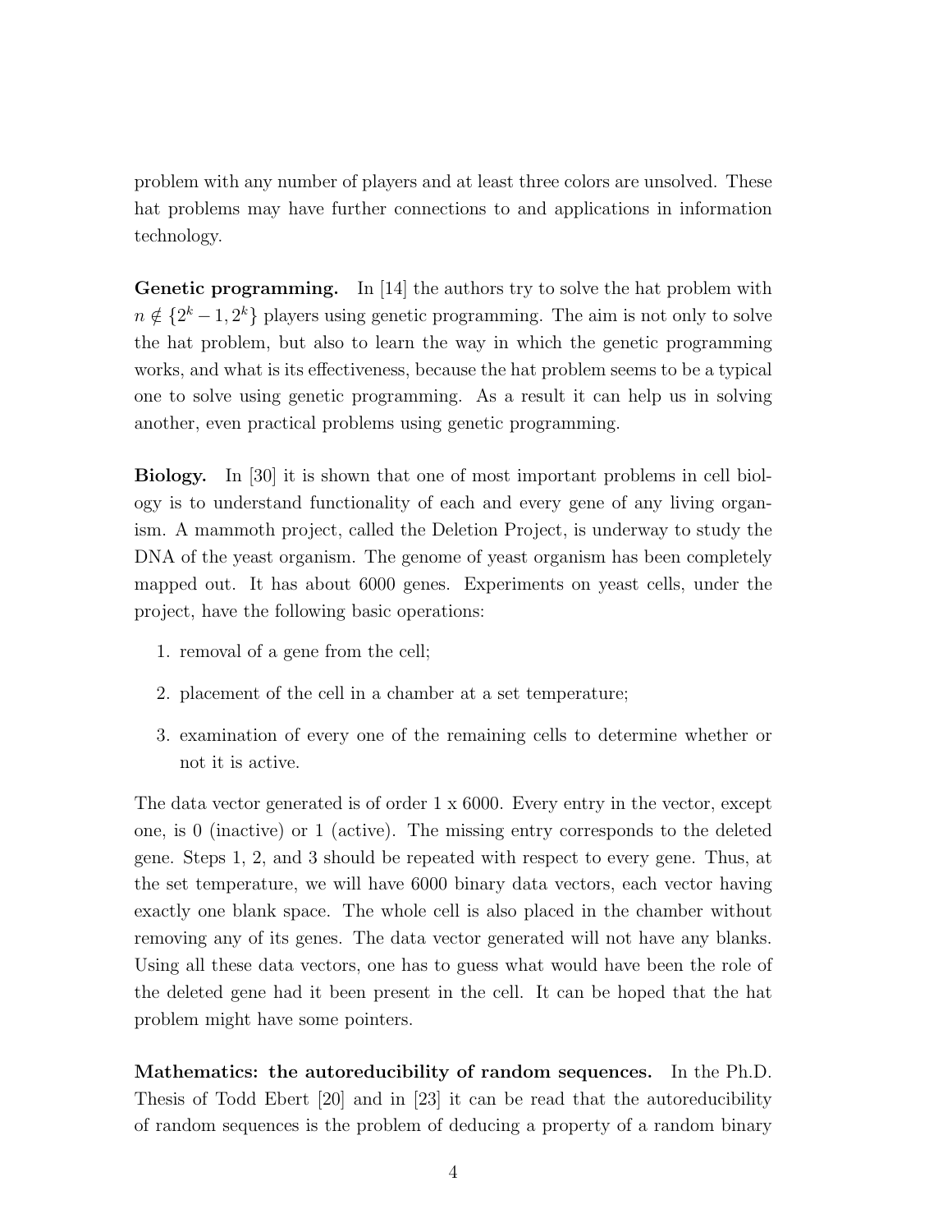problem with any number of players and at least three colors are unsolved. These hat problems may have further connections to and applications in information technology.

**Genetic programming.** In [14] the authors try to solve the hat problem with $n \notin \{2^k - 1, 2^k\}$ players using genetic programming. The aim is not only to solve the hat problem, but also to learn the way in which the genetic programming works, and what is its effectiveness, because the hat problem seems to be a typical one to solve using genetic programming. As a result it can help us in solving another, even practical problems using genetic programming.

**Biology.** In [30] it is shown that one of most important problems in cell biology is to understand functionality of each and every gene of any living organism. A mammoth project, called the Deletion Project, is underway to study the DNA of the yeast organism. The genome of yeast organism has been completely mapped out. It has about 6000 genes. Experiments on yeast cells, under the project, have the following basic operations:

1. removal of a gene from the cell;
2. placement of the cell in a chamber at a set temperature;
3. examination of every one of the remaining cells to determine whether or not it is active.

The data vector generated is of order 1 x 6000. Every entry in the vector, except one, is 0 (inactive) or 1 (active). The missing entry corresponds to the deleted gene. Steps 1, 2, and 3 should be repeated with respect to every gene. Thus, at the set temperature, we will have 6000 binary data vectors, each vector having exactly one blank space. The whole cell is also placed in the chamber without removing any of its genes. The data vector generated will not have any blanks. Using all these data vectors, one has to guess what would have been the role of the deleted gene had it been present in the cell. It can be hoped that the hat problem might have some pointers.

**Mathematics: the autoreducibility of random sequences.** In the Ph.D. Thesis of Todd Ebert [20] and in [23] it can be read that the autoreducibility of random sequences is the problem of deducing a property of a random binary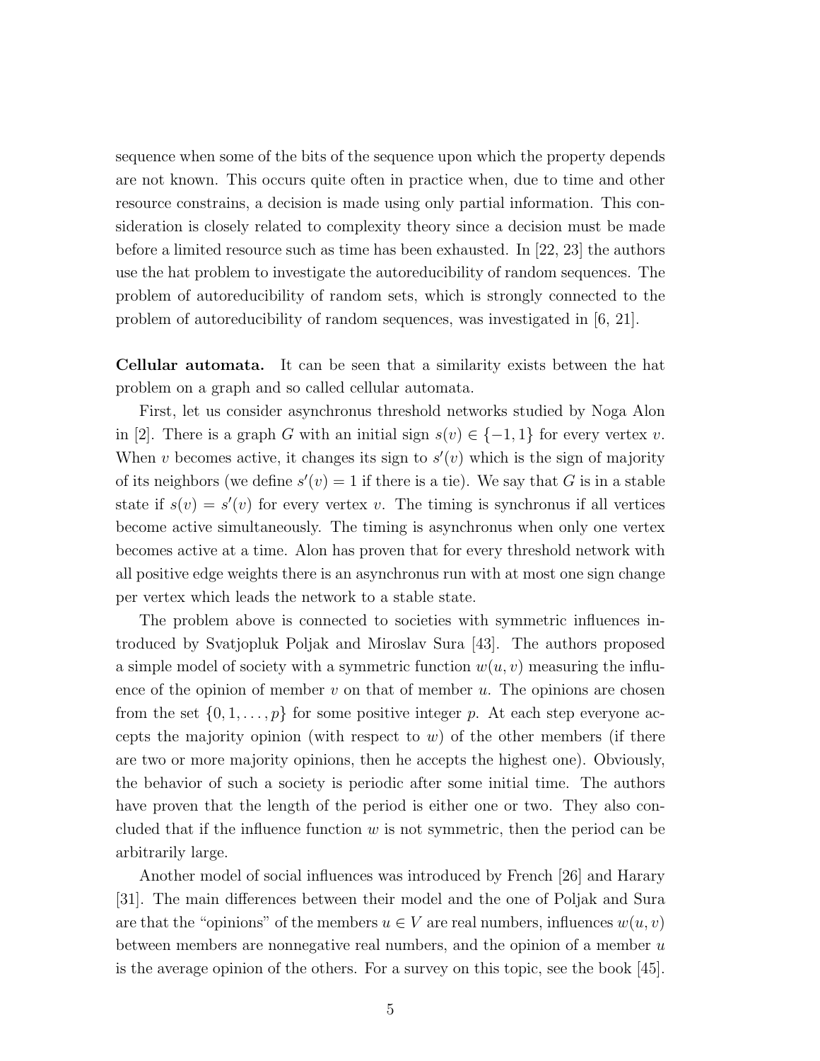sequence when some of the bits of the sequence upon which the property depends are not known. This occurs quite often in practice when, due to time and other resource constrains, a decision is made using only partial information. This consideration is closely related to complexity theory since a decision must be made before a limited resource such as time has been exhausted. In [22, 23] the authors use the hat problem to investigate the autoreducibility of random sequences. The problem of autoreducibility of random sets, which is strongly connected to the problem of autoreducibility of random sequences, was investigated in [6, 21].

**Cellular automata.** It can be seen that a similarity exists between the hat problem on a graph and so called cellular automata.

First, let us consider asynchronus threshold networks studied by Noga Alon in [2]. There is a graph $G$ with an initial sign $s(v) \in \{-1, 1\}$ for every vertex $v$. When $v$ becomes active, it changes its sign to $s'(v)$ which is the sign of majority of its neighbors (we define $s'(v) = 1$ if there is a tie). We say that $G$ is in a stable state if $s(v) = s'(v)$ for every vertex $v$. The timing is synchronus if all vertices become active simultaneously. The timing is asynchronus when only one vertex becomes active at a time. Alon has proven that for every threshold network with all positive edge weights there is an asynchronus run with at most one sign change per vertex which leads the network to a stable state.

The problem above is connected to societies with symmetric influences introduced by Svatjopluk Poljak and Miroslav Sura [43]. The authors proposed a simple model of society with a symmetric function $w(u, v)$ measuring the influence of the opinion of member $v$ on that of member $u$. The opinions are chosen from the set $\{0, 1, \dots, p\}$ for some positive integer $p$. At each step everyone accepts the majority opinion (with respect to $w$) of the other members (if there are two or more majority opinions, then he accepts the highest one). Obviously, the behavior of such a society is periodic after some initial time. The authors have proven that the length of the period is either one or two. They also concluded that if the influence function $w$ is not symmetric, then the period can be arbitrarily large.

Another model of social influences was introduced by French [26] and Harary [31]. The main differences between their model and the one of Poljak and Sura are that the "opinions" of the members $u \in V$ are real numbers, influences $w(u, v)$ between members are nonnegative real numbers, and the opinion of a member $u$ is the average opinion of the others. For a survey on this topic, see the book [45].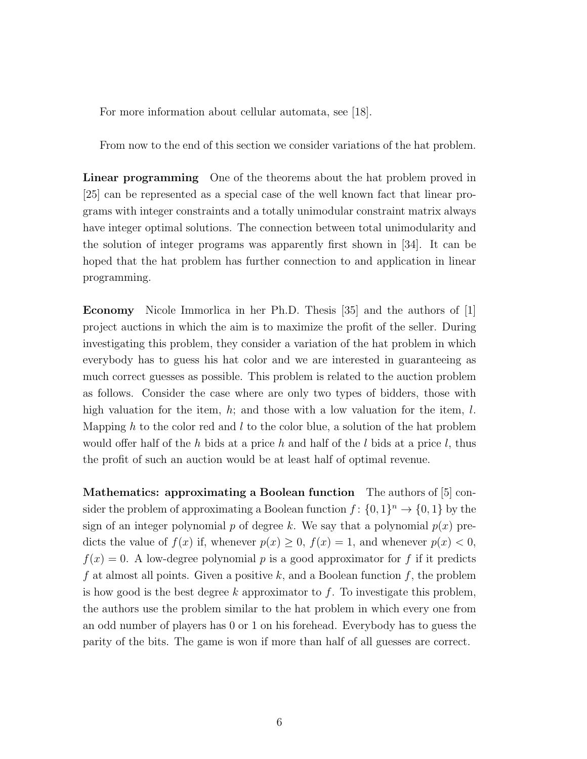For more information about cellular automata, see [18].

From now to the end of this section we consider variations of the hat problem.

**Linear programming** One of the theorems about the hat problem proved in [25] can be represented as a special case of the well known fact that linear programs with integer constraints and a totally unimodular constraint matrix always have integer optimal solutions. The connection between total unimodularity and the solution of integer programs was apparently first shown in [34]. It can be hoped that the hat problem has further connection to and application in linear programming.

**Economy** Nicole Immorlica in her Ph.D. Thesis [35] and the authors of [1] project auctions in which the aim is to maximize the profit of the seller. During investigating this problem, they consider a variation of the hat problem in which everybody has to guess his hat color and we are interested in guaranteeing as much correct guesses as possible. This problem is related to the auction problem as follows. Consider the case where are only two types of bidders, those with high valuation for the item, $h$; and those with a low valuation for the item, $l$. Mapping $h$ to the color red and $l$ to the color blue, a solution of the hat problem would offer half of the $h$ bids at a price $h$ and half of the $l$ bids at a price $l$, thus the profit of such an auction would be at least half of optimal revenue.

**Mathematics: approximating a Boolean function** The authors of [5] consider the problem of approximating a Boolean function $f\colon \{0,1\}^n \to \{0,1\}$ by the sign of an integer polynomial $p$ of degree $k$. We say that a polynomial $p(x)$ predicts the value of $f(x)$ if, whenever $p(x) \geq 0$, $f(x) = 1$, and whenever $p(x) < 0$, $f(x) = 0$. A low-degree polynomial $p$ is a good approximator for $f$ if it predicts $f$ at almost all points. Given a positive $k$, and a Boolean function $f$, the problem is how good is the best degree $k$ approximator to $f$. To investigate this problem, the authors use the problem similar to the hat problem in which every one from an odd number of players has 0 or 1 on his forehead. Everybody has to guess the parity of the bits. The game is won if more than half of all guesses are correct.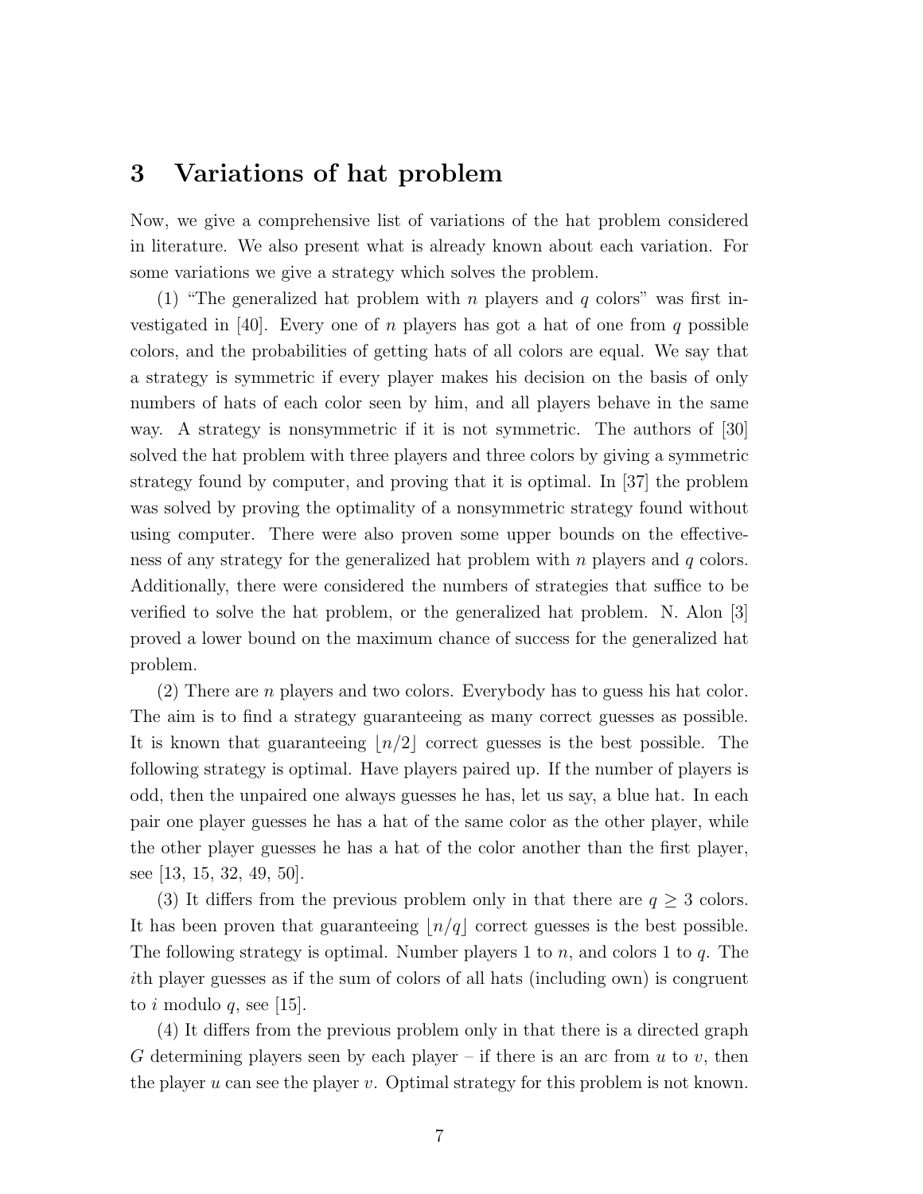## 3 Variations of hat problem

Now, we give a comprehensive list of variations of the hat problem considered in literature. We also present what is already known about each variation. For some variations we give a strategy which solves the problem.

(1) "The generalized hat problem with $n$ players and $q$ colors" was first investigated in [40]. Every one of $n$ players has got a hat of one from $q$ possible colors, and the probabilities of getting hats of all colors are equal. We say that a strategy is symmetric if every player makes his decision on the basis of only numbers of hats of each color seen by him, and all players behave in the same way. A strategy is nonsymmetric if it is not symmetric. The authors of [30] solved the hat problem with three players and three colors by giving a symmetric strategy found by computer, and proving that it is optimal. In [37] the problem was solved by proving the optimality of a nonsymmetric strategy found without using computer. There were also proven some upper bounds on the effectiveness of any strategy for the generalized hat problem with $n$ players and $q$ colors. Additionally, there were considered the numbers of strategies that suffice to be verified to solve the hat problem, or the generalized hat problem. N. Alon [3] proved a lower bound on the maximum chance of success for the generalized hat problem.

(2) There are $n$ players and two colors. Everybody has to guess his hat color. The aim is to find a strategy guaranteeing as many correct guesses as possible. It is known that guaranteeing $\lfloor n/2 \rfloor$ correct guesses is the best possible. The following strategy is optimal. Have players paired up. If the number of players is odd, then the unpaired one always guesses he has, let us say, a blue hat. In each pair one player guesses he has a hat of the same color as the other player, while the other player guesses he has a hat of the color another than the first player, see [13, 15, 32, 49, 50].

(3) It differs from the previous problem only in that there are $q \geq 3$ colors. It has been proven that guaranteeing $\lfloor n/q \rfloor$ correct guesses is the best possible. The following strategy is optimal. Number players 1 to $n$, and colors 1 to $q$. The $i$th player guesses as if the sum of colors of all hats (including own) is congruent to $i$ modulo $q$, see [15].

(4) It differs from the previous problem only in that there is a directed graph $G$ determining players seen by each player – if there is an arc from $u$ to $v$, then the player $u$ can see the player $v$. Optimal strategy for this problem is not known.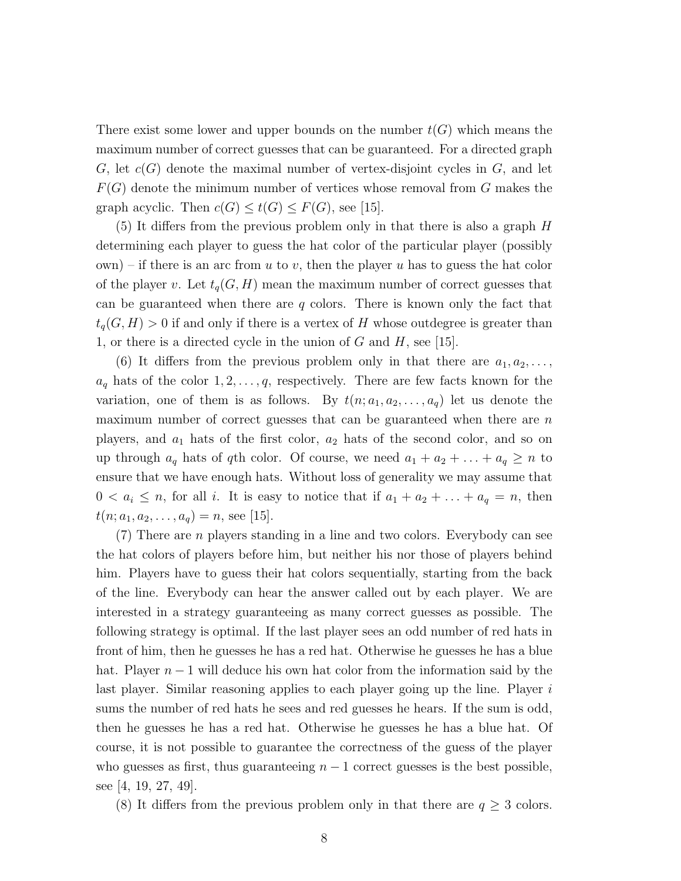There exist some lower and upper bounds on the number $t(G)$ which means the maximum number of correct guesses that can be guaranteed. For a directed graph $G$, let $c(G)$ denote the maximal number of vertex-disjoint cycles in $G$, and let $F(G)$ denote the minimum number of vertices whose removal from $G$ makes the graph acyclic. Then $c(G) \leq t(G) \leq F(G)$, see [15].

(5) It differs from the previous problem only in that there is also a graph $H$ determining each player to guess the hat color of the particular player (possibly own) – if there is an arc from $u$ to $v$, then the player $u$ has to guess the hat color of the player $v$. Let $t_q(G, H)$ mean the maximum number of correct guesses that can be guaranteed when there are $q$ colors. There is known only the fact that $t_q(G, H) > 0$ if and only if there is a vertex of $H$ whose outdegree is greater than 1, or there is a directed cycle in the union of $G$ and $H$, see [15].

(6) It differs from the previous problem only in that there are $a_1, a_2, \ldots,$ $a_q$ hats of the color $1, 2, \ldots, q$, respectively. There are few facts known for the variation, one of them is as follows. By $t(n; a_1, a_2, \ldots, a_q)$ let us denote the maximum number of correct guesses that can be guaranteed when there are $n$ players, and $a_1$ hats of the first color, $a_2$ hats of the second color, and so on up through $a_q$ hats of $q$th color. Of course, we need $a_1 + a_2 + \ldots + a_q \geq n$ to ensure that we have enough hats. Without loss of generality we may assume that $0 < a_i \leq n$, for all $i$. It is easy to notice that if $a_1 + a_2 + \ldots + a_q = n$, then $t(n; a_1, a_2, \ldots, a_q) = n$, see [15].

(7) There are $n$ players standing in a line and two colors. Everybody can see the hat colors of players before him, but neither his nor those of players behind him. Players have to guess their hat colors sequentially, starting from the back of the line. Everybody can hear the answer called out by each player. We are interested in a strategy guaranteeing as many correct guesses as possible. The following strategy is optimal. If the last player sees an odd number of red hats in front of him, then he guesses he has a red hat. Otherwise he guesses he has a blue hat. Player $n-1$ will deduce his own hat color from the information said by the last player. Similar reasoning applies to each player going up the line. Player $i$ sums the number of red hats he sees and red guesses he hears. If the sum is odd, then he guesses he has a red hat. Otherwise he guesses he has a blue hat. Of course, it is not possible to guarantee the correctness of the guess of the player who guesses as first, thus guaranteeing $n-1$ correct guesses is the best possible, see [4, 19, 27, 49].

(8) It differs from the previous problem only in that there are $q \geq 3$ colors.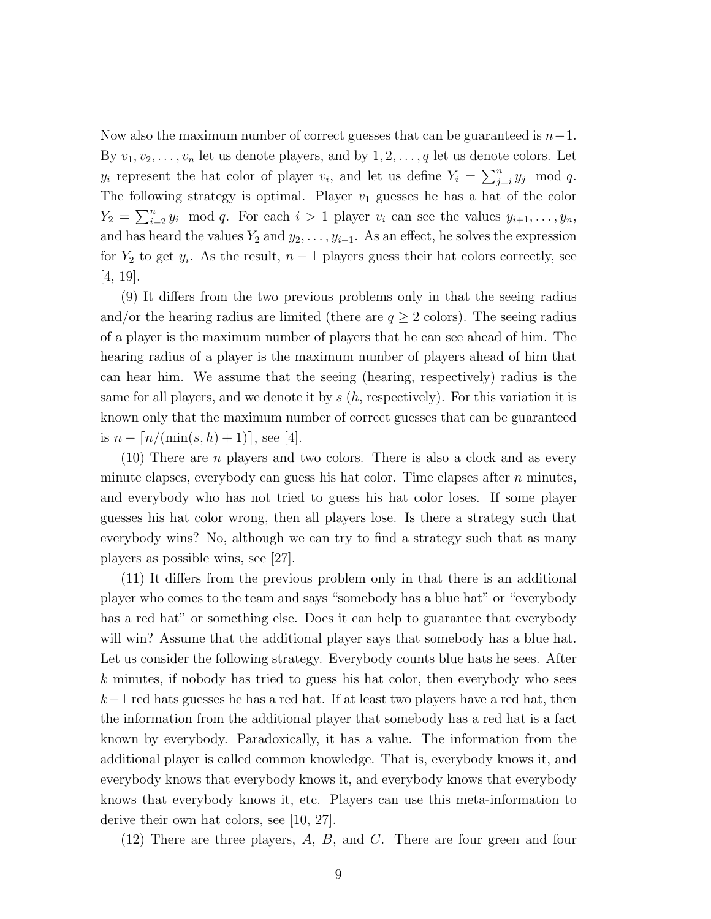Now also the maximum number of correct guesses that can be guaranteed is $n-1$. By $v_1, v_2, \ldots, v_n$ let us denote players, and by $1, 2, \ldots, q$ let us denote colors. Let $y_i$ represent the hat color of player $v_i$, and let us define $Y_i = \sum_{j=i}^{n} y_j \mod q$. The following strategy is optimal. Player $v_1$ guesses he has a hat of the color $Y_2 = \sum_{i=2}^{n} y_i \mod q$. For each $i > 1$ player $v_i$ can see the values $y_{i+1}, \ldots, y_n$, and has heard the values $Y_2$ and $y_2, \ldots, y_{i-1}$. As an effect, he solves the expression for $Y_2$ to get $y_i$. As the result, $n-1$ players guess their hat colors correctly, see [4, 19].

(9) It differs from the two previous problems only in that the seeing radius and/or the hearing radius are limited (there are $q \geq 2$ colors). The seeing radius of a player is the maximum number of players that he can see ahead of him. The hearing radius of a player is the maximum number of players ahead of him that can hear him. We assume that the seeing (hearing, respectively) radius is the same for all players, and we denote it by $s$ ($h$, respectively). For this variation it is known only that the maximum number of correct guesses that can be guaranteed is $n - \lceil n/(\min(s,h)+1) \rceil$, see [4].

(10) There are $n$ players and two colors. There is also a clock and as every minute elapses, everybody can guess his hat color. Time elapses after $n$ minutes, and everybody who has not tried to guess his hat color loses. If some player guesses his hat color wrong, then all players lose. Is there a strategy such that everybody wins? No, although we can try to find a strategy such that as many players as possible wins, see [27].

(11) It differs from the previous problem only in that there is an additional player who comes to the team and says "somebody has a blue hat" or "everybody has a red hat" or something else. Does it can help to guarantee that everybody will win? Assume that the additional player says that somebody has a blue hat. Let us consider the following strategy. Everybody counts blue hats he sees. After $k$ minutes, if nobody has tried to guess his hat color, then everybody who sees $k-1$ red hats guesses he has a red hat. If at least two players have a red hat, then the information from the additional player that somebody has a red hat is a fact known by everybody. Paradoxically, it has a value. The information from the additional player is called common knowledge. That is, everybody knows it, and everybody knows that everybody knows it, and everybody knows that everybody knows that everybody knows it, etc. Players can use this meta-information to derive their own hat colors, see [10, 27].

(12) There are three players, $A$, $B$, and $C$. There are four green and four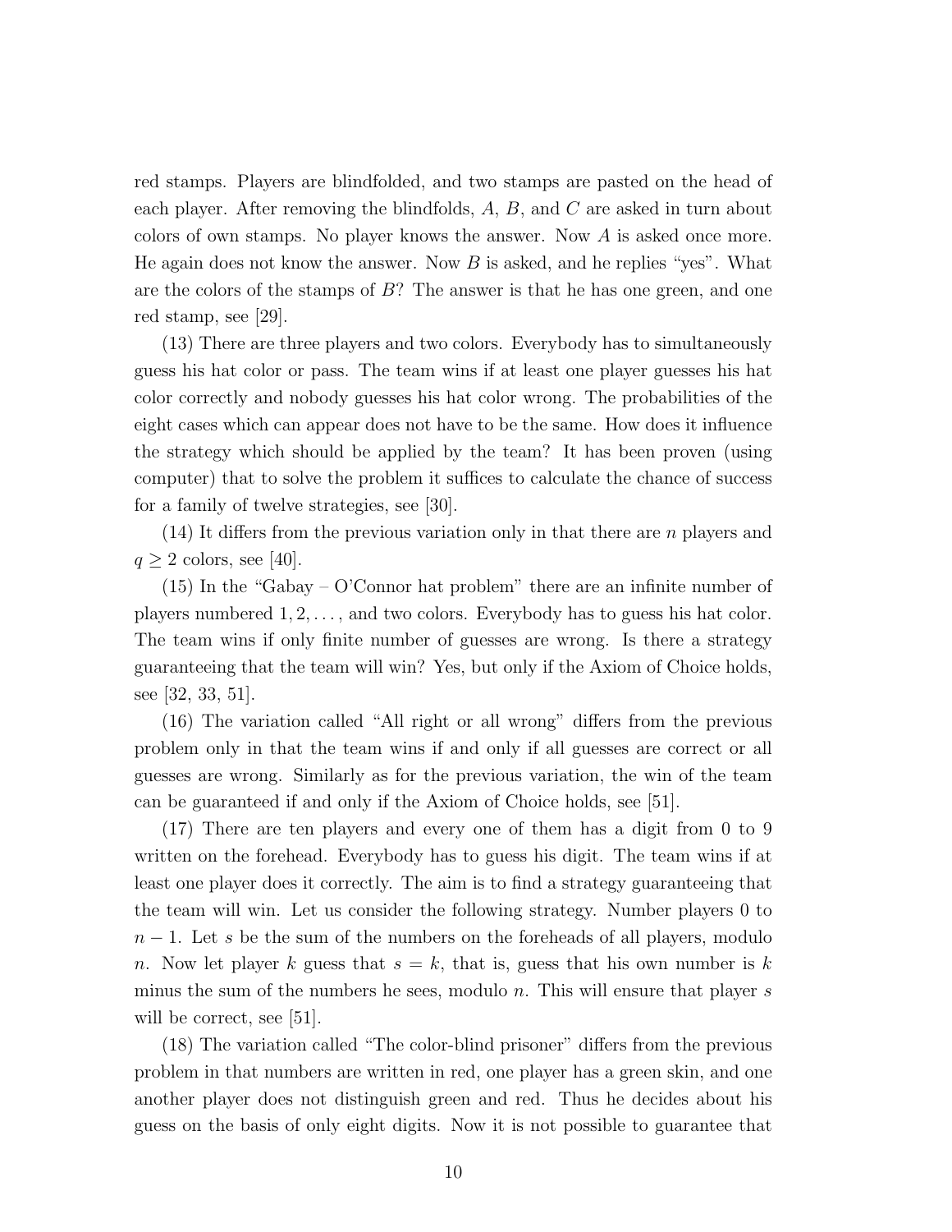red stamps. Players are blindfolded, and two stamps are pasted on the head of each player. After removing the blindfolds, $A$, $B$, and $C$ are asked in turn about colors of own stamps. No player knows the answer. Now $A$ is asked once more. He again does not know the answer. Now $B$ is asked, and he replies "yes". What are the colors of the stamps of $B$? The answer is that he has one green, and one red stamp, see [29].

(13) There are three players and two colors. Everybody has to simultaneously guess his hat color or pass. The team wins if at least one player guesses his hat color correctly and nobody guesses his hat color wrong. The probabilities of the eight cases which can appear does not have to be the same. How does it influence the strategy which should be applied by the team? It has been proven (using computer) that to solve the problem it suffices to calculate the chance of success for a family of twelve strategies, see [30].

(14) It differs from the previous variation only in that there are $n$ players and $q \geq 2$ colors, see [40].

(15) In the "Gabay – O'Connor hat problem" there are an infinite number of players numbered $1, 2, \ldots,$ and two colors. Everybody has to guess his hat color. The team wins if only finite number of guesses are wrong. Is there a strategy guaranteeing that the team will win? Yes, but only if the Axiom of Choice holds, see [32, 33, 51].

(16) The variation called "All right or all wrong" differs from the previous problem only in that the team wins if and only if all guesses are correct or all guesses are wrong. Similarly as for the previous variation, the win of the team can be guaranteed if and only if the Axiom of Choice holds, see [51].

(17) There are ten players and every one of them has a digit from 0 to 9 written on the forehead. Everybody has to guess his digit. The team wins if at least one player does it correctly. The aim is to find a strategy guaranteeing that the team will win. Let us consider the following strategy. Number players 0 to $n - 1$. Let $s$ be the sum of the numbers on the foreheads of all players, modulo $n$. Now let player $k$ guess that $s = k$, that is, guess that his own number is $k$ minus the sum of the numbers he sees, modulo $n$. This will ensure that player $s$ will be correct, see [51].

(18) The variation called "The color-blind prisoner" differs from the previous problem in that numbers are written in red, one player has a green skin, and one another player does not distinguish green and red. Thus he decides about his guess on the basis of only eight digits. Now it is not possible to guarantee that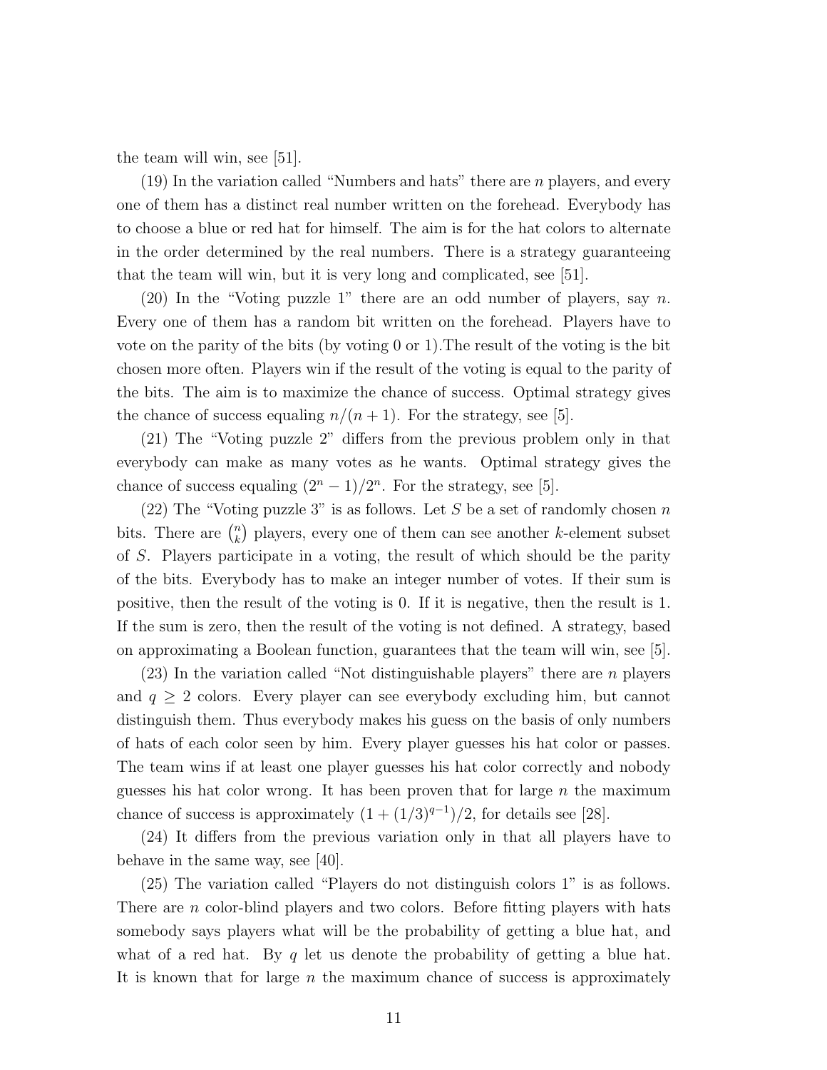the team will win, see [51].

(19) In the variation called "Numbers and hats" there are $n$ players, and every one of them has a distinct real number written on the forehead. Everybody has to choose a blue or red hat for himself. The aim is for the hat colors to alternate in the order determined by the real numbers. There is a strategy guaranteeing that the team will win, but it is very long and complicated, see [51].

(20) In the "Voting puzzle 1" there are an odd number of players, say $n$. Every one of them has a random bit written on the forehead. Players have to vote on the parity of the bits (by voting 0 or 1).The result of the voting is the bit chosen more often. Players win if the result of the voting is equal to the parity of the bits. The aim is to maximize the chance of success. Optimal strategy gives the chance of success equaling $n/(n+1)$. For the strategy, see [5].

(21) The "Voting puzzle 2" differs from the previous problem only in that everybody can make as many votes as he wants. Optimal strategy gives the chance of success equaling $(2^n-1)/2^n$. For the strategy, see [5].

(22) The "Voting puzzle 3" is as follows. Let $S$ be a set of randomly chosen $n$ bits. There are $\binom{n}{k}$ players, every one of them can see another $k$-element subset of $S$. Players participate in a voting, the result of which should be the parity of the bits. Everybody has to make an integer number of votes. If their sum is positive, then the result of the voting is 0. If it is negative, then the result is 1. If the sum is zero, then the result of the voting is not defined. A strategy, based on approximating a Boolean function, guarantees that the team will win, see [5].

(23) In the variation called "Not distinguishable players" there are $n$ players and $q \geq 2$ colors. Every player can see everybody excluding him, but cannot distinguish them. Thus everybody makes his guess on the basis of only numbers of hats of each color seen by him. Every player guesses his hat color or passes. The team wins if at least one player guesses his hat color correctly and nobody guesses his hat color wrong. It has been proven that for large $n$ the maximum chance of success is approximately $(1+(1/3)^{q-1})/2$, for details see [28].

(24) It differs from the previous variation only in that all players have to behave in the same way, see [40].

(25) The variation called "Players do not distinguish colors 1" is as follows. There are $n$ color-blind players and two colors. Before fitting players with hats somebody says players what will be the probability of getting a blue hat, and what of a red hat. By $q$ let us denote the probability of getting a blue hat. It is known that for large $n$ the maximum chance of success is approximately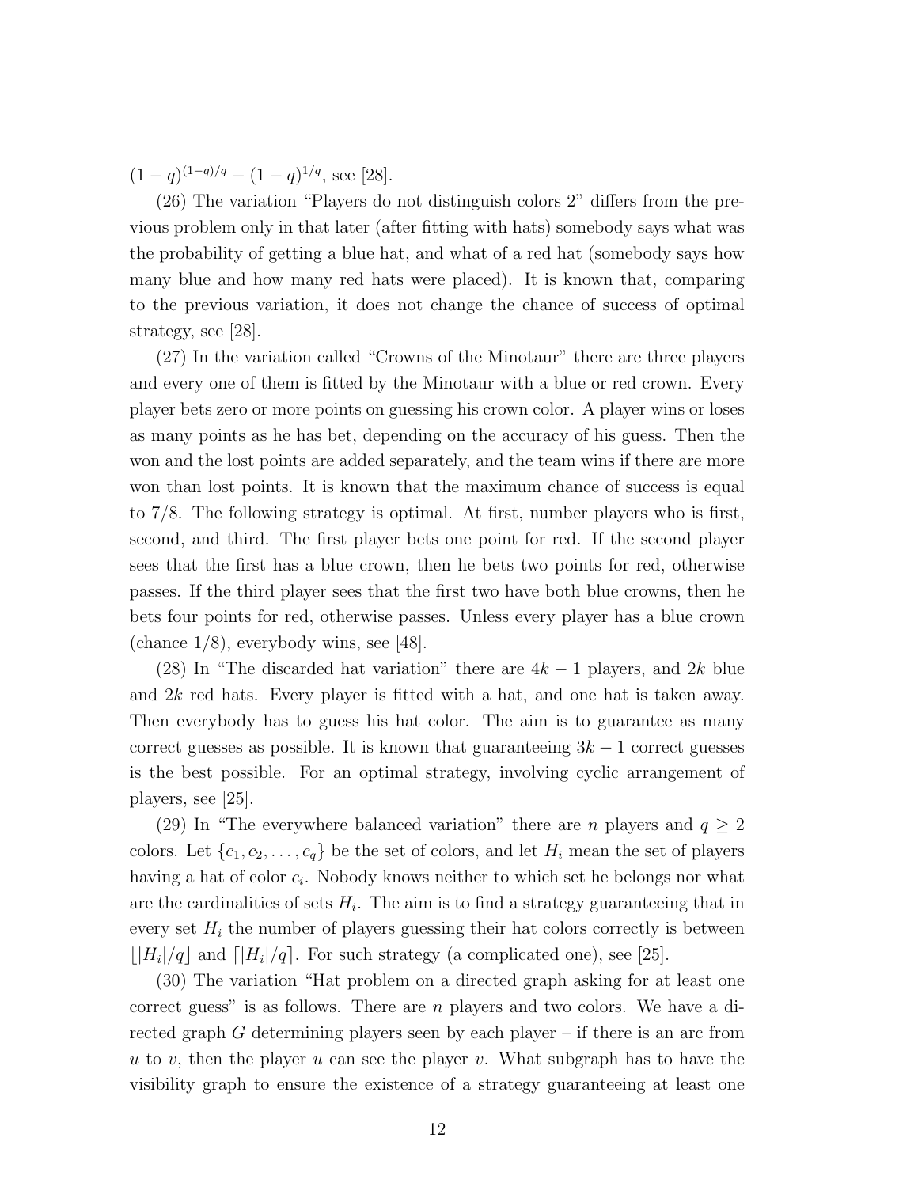$(1-q)^{(1-q)/q} - (1-q)^{1/q}$, see [28].

(26) The variation "Players do not distinguish colors 2" differs from the previous problem only in that later (after fitting with hats) somebody says what was the probability of getting a blue hat, and what of a red hat (somebody says how many blue and how many red hats were placed). It is known that, comparing to the previous variation, it does not change the chance of success of optimal strategy, see [28].

(27) In the variation called "Crowns of the Minotaur" there are three players and every one of them is fitted by the Minotaur with a blue or red crown. Every player bets zero or more points on guessing his crown color. A player wins or loses as many points as he has bet, depending on the accuracy of his guess. Then the won and the lost points are added separately, and the team wins if there are more won than lost points. It is known that the maximum chance of success is equal to 7/8. The following strategy is optimal. At first, number players who is first, second, and third. The first player bets one point for red. If the second player sees that the first has a blue crown, then he bets two points for red, otherwise passes. If the third player sees that the first two have both blue crowns, then he bets four points for red, otherwise passes. Unless every player has a blue crown (chance 1/8), everybody wins, see [48].

(28) In "The discarded hat variation" there are $4k-1$ players, and $2k$ blue and $2k$ red hats. Every player is fitted with a hat, and one hat is taken away. Then everybody has to guess his hat color. The aim is to guarantee as many correct guesses as possible. It is known that guaranteeing $3k-1$ correct guesses is the best possible. For an optimal strategy, involving cyclic arrangement of players, see [25].

(29) In "The everywhere balanced variation" there are $n$ players and $q \geq 2$ colors. Let $\{c_1, c_2, \ldots, c_q\}$ be the set of colors, and let $H_i$ mean the set of players having a hat of color $c_i$. Nobody knows neither to which set he belongs nor what are the cardinalities of sets $H_i$. The aim is to find a strategy guaranteeing that in every set $H_i$ the number of players guessing their hat colors correctly is between $\lfloor |H_i|/q \rfloor$ and $\lceil |H_i|/q \rceil$. For such strategy (a complicated one), see [25].

(30) The variation "Hat problem on a directed graph asking for at least one correct guess" is as follows. There are $n$ players and two colors. We have a directed graph $G$ determining players seen by each player – if there is an arc from $u$ to $v$, then the player $u$ can see the player $v$. What subgraph has to have the visibility graph to ensure the existence of a strategy guaranteeing at least one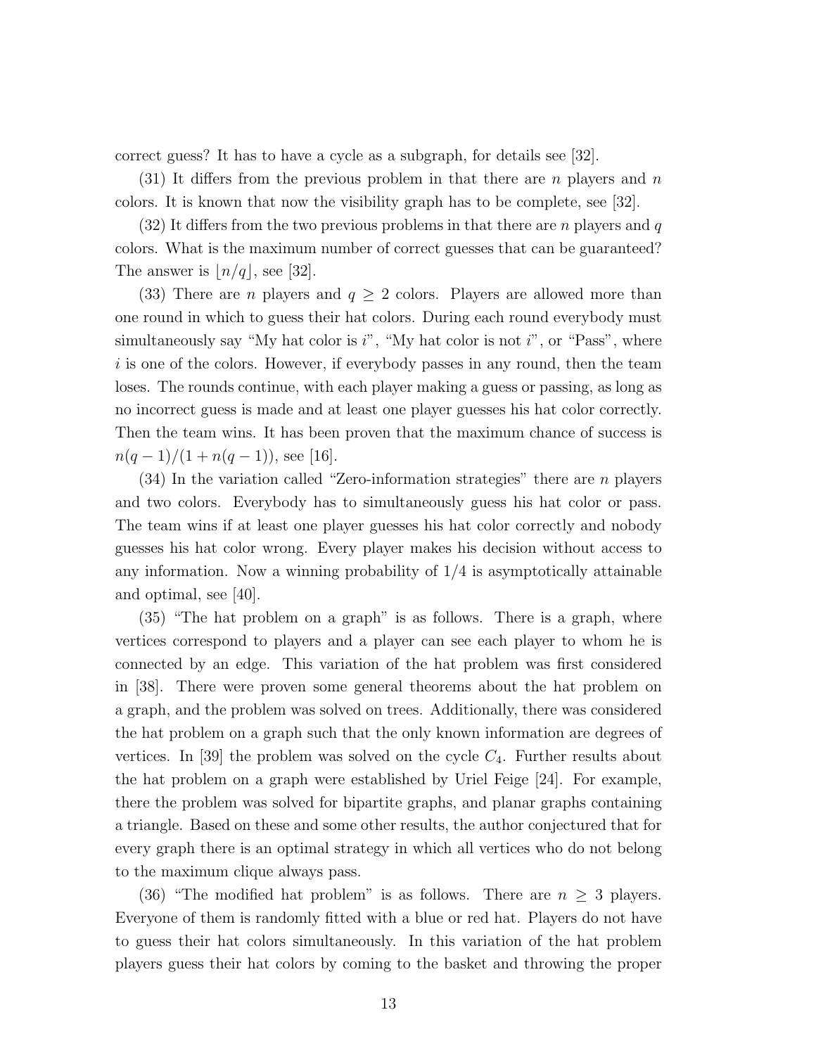correct guess? It has to have a cycle as a subgraph, for details see [32].

(31) It differs from the previous problem in that there are $n$ players and $n$ colors. It is known that now the visibility graph has to be complete, see [32].

(32) It differs from the two previous problems in that there are $n$ players and $q$ colors. What is the maximum number of correct guesses that can be guaranteed? The answer is $\lfloor n/q \rfloor$, see [32].

(33) There are $n$ players and $q \geq 2$ colors. Players are allowed more than one round in which to guess their hat colors. During each round everybody must simultaneously say "My hat color is $i$", "My hat color is not $i$", or "Pass", where $i$ is one of the colors. However, if everybody passes in any round, then the team loses. The rounds continue, with each player making a guess or passing, as long as no incorrect guess is made and at least one player guesses his hat color correctly. Then the team wins. It has been proven that the maximum chance of success is $n(q-1)/(1+n(q-1))$, see [16].

(34) In the variation called "Zero-information strategies" there are $n$ players and two colors. Everybody has to simultaneously guess his hat color or pass. The team wins if at least one player guesses his hat color correctly and nobody guesses his hat color wrong. Every player makes his decision without access to any information. Now a winning probability of $1/4$ is asymptotically attainable and optimal, see [40].

(35) "The hat problem on a graph" is as follows. There is a graph, where vertices correspond to players and a player can see each player to whom he is connected by an edge. This variation of the hat problem was first considered in [38]. There were proven some general theorems about the hat problem on a graph, and the problem was solved on trees. Additionally, there was considered the hat problem on a graph such that the only known information are degrees of vertices. In [39] the problem was solved on the cycle $C_4$. Further results about the hat problem on a graph were established by Uriel Feige [24]. For example, there the problem was solved for bipartite graphs, and planar graphs containing a triangle. Based on these and some other results, the author conjectured that for every graph there is an optimal strategy in which all vertices who do not belong to the maximum clique always pass.

(36) "The modified hat problem" is as follows. There are $n \geq 3$ players. Everyone of them is randomly fitted with a blue or red hat. Players do not have to guess their hat colors simultaneously. In this variation of the hat problem players guess their hat colors by coming to the basket and throwing the proper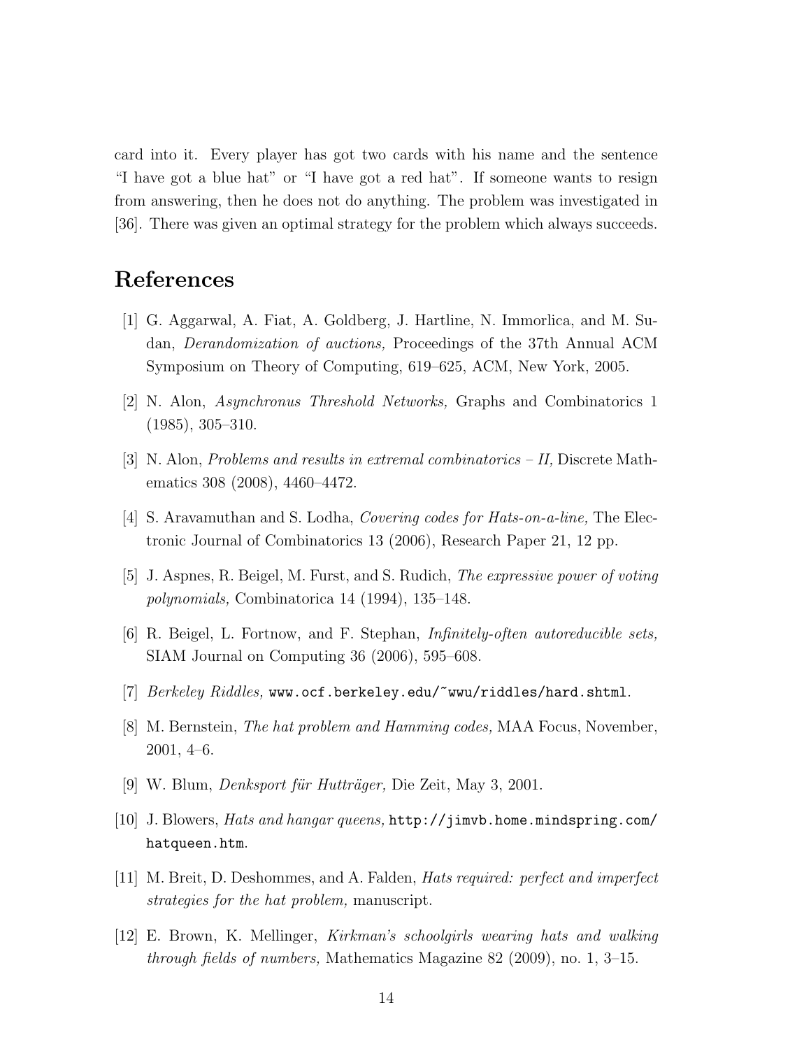card into it. Every player has got two cards with his name and the sentence "I have got a blue hat" or "I have got a red hat". If someone wants to resign from answering, then he does not do anything. The problem was investigated in [36]. There was given an optimal strategy for the problem which always succeeds.

## References

[1] G. Aggarwal, A. Fiat, A. Goldberg, J. Hartline, N. Immorlica, and M. Sudan, *Derandomization of auctions,* Proceedings of the 37th Annual ACM Symposium on Theory of Computing, 619–625, ACM, New York, 2005.

[2] N. Alon, *Asynchronus Threshold Networks,* Graphs and Combinatorics 1 (1985), 305–310.

[3] N. Alon, *Problems and results in extremal combinatorics – II,* Discrete Mathematics 308 (2008), 4460–4472.

[4] S. Aravamuthan and S. Lodha, *Covering codes for Hats-on-a-line,* The Electronic Journal of Combinatorics 13 (2006), Research Paper 21, 12 pp.

[5] J. Aspnes, R. Beigel, M. Furst, and S. Rudich, *The expressive power of voting polynomials,* Combinatorica 14 (1994), 135–148.

[6] R. Beigel, L. Fortnow, and F. Stephan, *Infinitely-often autoreducible sets,* SIAM Journal on Computing 36 (2006), 595–608.

[7] *Berkeley Riddles,* www.ocf.berkeley.edu/~wwu/riddles/hard.shtml.

[8] M. Bernstein, *The hat problem and Hamming codes,* MAA Focus, November, 2001, 4–6.

[9] W. Blum, *Denksport für Hutträger,* Die Zeit, May 3, 2001.

[10] J. Blowers, *Hats and hangar queens,* http://jimvb.home.mindspring.com/hatqueen.htm.

[11] M. Breit, D. Deshommes, and A. Falden, *Hats required: perfect and imperfect strategies for the hat problem,* manuscript.

[12] E. Brown, K. Mellinger, *Kirkman's schoolgirls wearing hats and walking through fields of numbers,* Mathematics Magazine 82 (2009), no. 1, 3–15.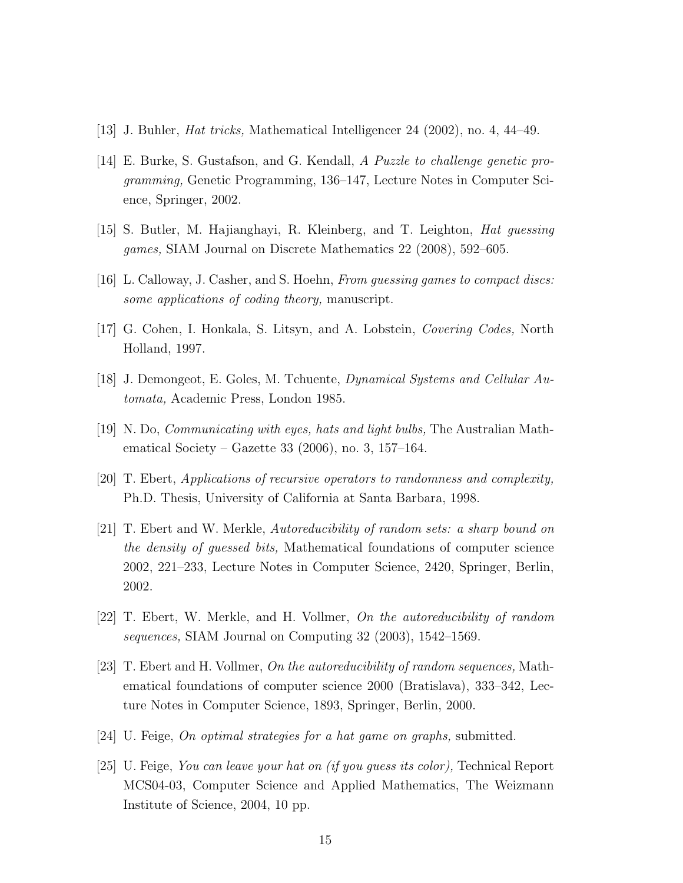[13] J. Buhler, *Hat tricks,* Mathematical Intelligencer 24 (2002), no. 4, 44–49.

[14] E. Burke, S. Gustafson, and G. Kendall, *A Puzzle to challenge genetic programming,* Genetic Programming, 136–147, Lecture Notes in Computer Science, Springer, 2002.

[15] S. Butler, M. Hajianghayi, R. Kleinberg, and T. Leighton, *Hat guessing games,* SIAM Journal on Discrete Mathematics 22 (2008), 592–605.

[16] L. Calloway, J. Casher, and S. Hoehn, *From guessing games to compact discs: some applications of coding theory,* manuscript.

[17] G. Cohen, I. Honkala, S. Litsyn, and A. Lobstein, *Covering Codes,* North Holland, 1997.

[18] J. Demongeot, E. Goles, M. Tchuente, *Dynamical Systems and Cellular Automata,* Academic Press, London 1985.

[19] N. Do, *Communicating with eyes, hats and light bulbs,* The Australian Mathematical Society – Gazette 33 (2006), no. 3, 157–164.

[20] T. Ebert, *Applications of recursive operators to randomness and complexity,* Ph.D. Thesis, University of California at Santa Barbara, 1998.

[21] T. Ebert and W. Merkle, *Autoreducibility of random sets: a sharp bound on the density of guessed bits,* Mathematical foundations of computer science 2002, 221–233, Lecture Notes in Computer Science, 2420, Springer, Berlin, 2002.

[22] T. Ebert, W. Merkle, and H. Vollmer, *On the autoreducibility of random sequences,* SIAM Journal on Computing 32 (2003), 1542–1569.

[23] T. Ebert and H. Vollmer, *On the autoreducibility of random sequences,* Mathematical foundations of computer science 2000 (Bratislava), 333–342, Lecture Notes in Computer Science, 1893, Springer, Berlin, 2000.

[24] U. Feige, *On optimal strategies for a hat game on graphs,* submitted.

[25] U. Feige, *You can leave your hat on (if you guess its color),* Technical Report MCS04-03, Computer Science and Applied Mathematics, The Weizmann Institute of Science, 2004, 10 pp.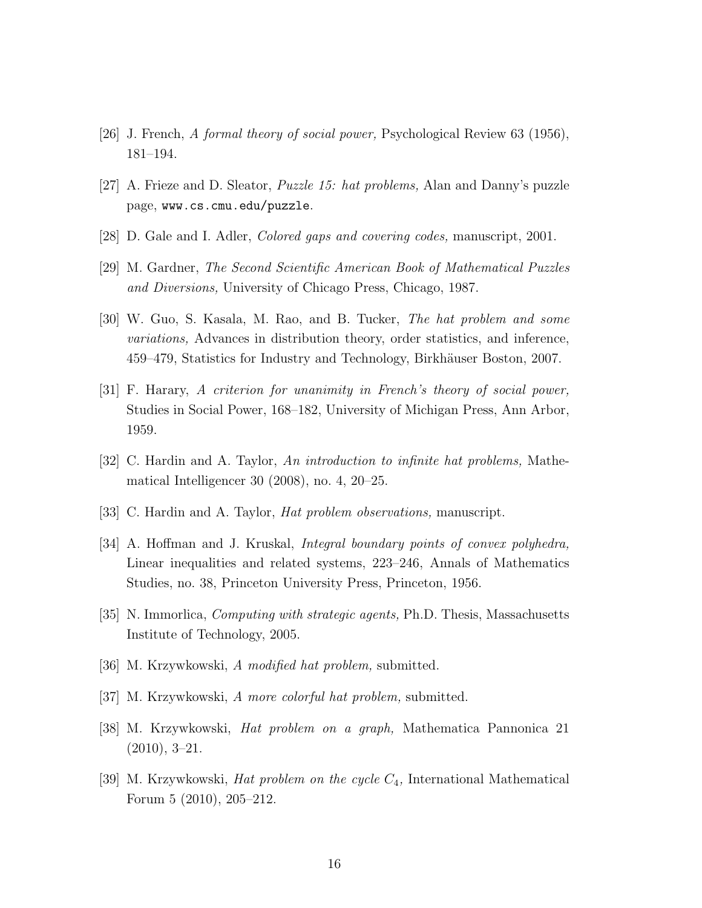[26] J. French, *A formal theory of social power,* Psychological Review 63 (1956), 181–194.

[27] A. Frieze and D. Sleator, *Puzzle 15: hat problems,* Alan and Danny's puzzle page, `www.cs.cmu.edu/puzzle`.

[28] D. Gale and I. Adler, *Colored gaps and covering codes,* manuscript, 2001.

[29] M. Gardner, *The Second Scientific American Book of Mathematical Puzzles and Diversions,* University of Chicago Press, Chicago, 1987.

[30] W. Guo, S. Kasala, M. Rao, and B. Tucker, *The hat problem and some variations,* Advances in distribution theory, order statistics, and inference, 459–479, Statistics for Industry and Technology, Birkhäuser Boston, 2007.

[31] F. Harary, *A criterion for unanimity in French's theory of social power,* Studies in Social Power, 168–182, University of Michigan Press, Ann Arbor, 1959.

[32] C. Hardin and A. Taylor, *An introduction to infinite hat problems,* Mathematical Intelligencer 30 (2008), no. 4, 20–25.

[33] C. Hardin and A. Taylor, *Hat problem observations,* manuscript.

[34] A. Hoffman and J. Kruskal, *Integral boundary points of convex polyhedra,* Linear inequalities and related systems, 223–246, Annals of Mathematics Studies, no. 38, Princeton University Press, Princeton, 1956.

[35] N. Immorlica, *Computing with strategic agents,* Ph.D. Thesis, Massachusetts Institute of Technology, 2005.

[36] M. Krzywkowski, *A modified hat problem,* submitted.

[37] M. Krzywkowski, *A more colorful hat problem,* submitted.

[38] M. Krzywkowski, *Hat problem on a graph,* Mathematica Pannonica 21 (2010), 3–21.

[39] M. Krzywkowski, *Hat problem on the cycle $C_4$,* International Mathematical Forum 5 (2010), 205–212.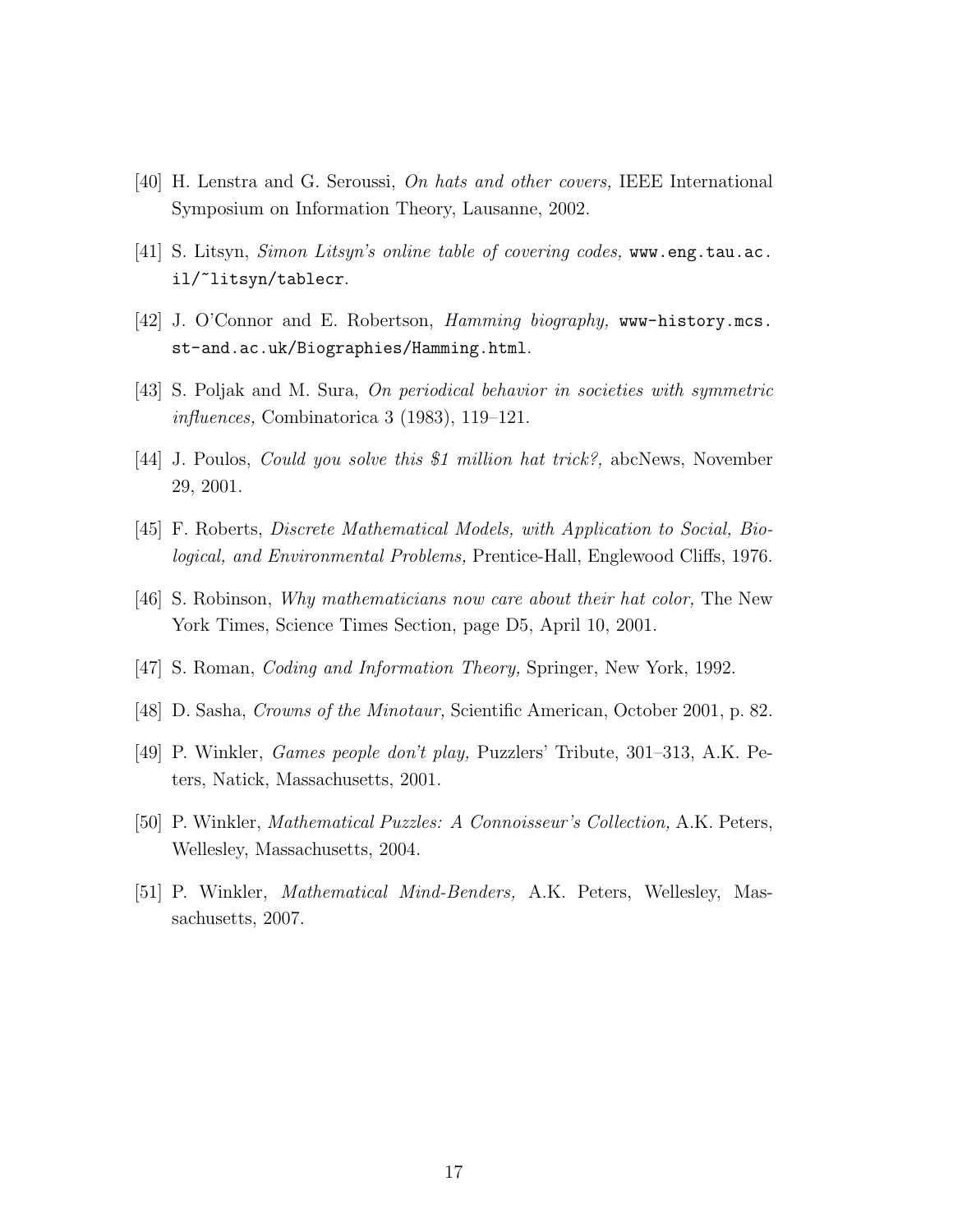[40] H. Lenstra and G. Seroussi, *On hats and other covers,* IEEE International Symposium on Information Theory, Lausanne, 2002.

[41] S. Litsyn, *Simon Litsyn's online table of covering codes,* `www.eng.tau.ac.il/~litsyn/tablecr`.

[42] J. O'Connor and E. Robertson, *Hamming biography,* `www-history.mcs.st-and.ac.uk/Biographies/Hamming.html`.

[43] S. Poljak and M. Sura, *On periodical behavior in societies with symmetric influences,* Combinatorica 3 (1983), 119–121.

[44] J. Poulos, *Could you solve this $1 million hat trick?,* abcNews, November 29, 2001.

[45] F. Roberts, *Discrete Mathematical Models, with Application to Social, Biological, and Environmental Problems,* Prentice-Hall, Englewood Cliffs, 1976.

[46] S. Robinson, *Why mathematicians now care about their hat color,* The New York Times, Science Times Section, page D5, April 10, 2001.

[47] S. Roman, *Coding and Information Theory,* Springer, New York, 1992.

[48] D. Sasha, *Crowns of the Minotaur,* Scientific American, October 2001, p. 82.

[49] P. Winkler, *Games people don't play,* Puzzlers' Tribute, 301–313, A.K. Peters, Natick, Massachusetts, 2001.

[50] P. Winkler, *Mathematical Puzzles: A Connoisseur's Collection,* A.K. Peters, Wellesley, Massachusetts, 2004.

[51] P. Winkler, *Mathematical Mind-Benders,* A.K. Peters, Wellesley, Massachusetts, 2007.